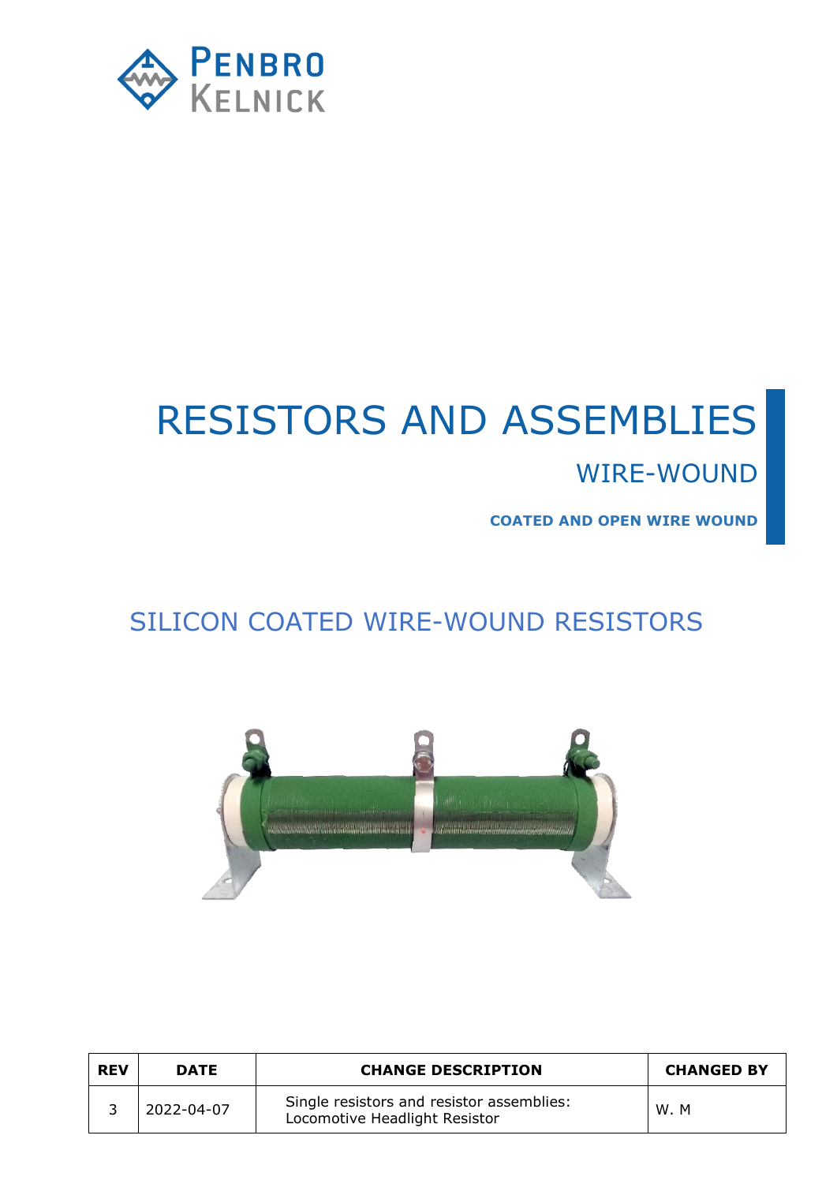PENBRO KELNICK

# RESISTORS AND ASSEMBLIES

## WIRE-WOUND

**COATED AND OPEN WIRE WOUND**

## SILICON COATED WIRE-WOUND RESISTORS

| REV | DATE | CHANGE DESCRIPTION | CHANGED BY |
| --- | --- | --- | --- |
| 3 | 2022-04-07 | Single resistors and resistor assemblies: Locomotive Headlight Resistor | W. M |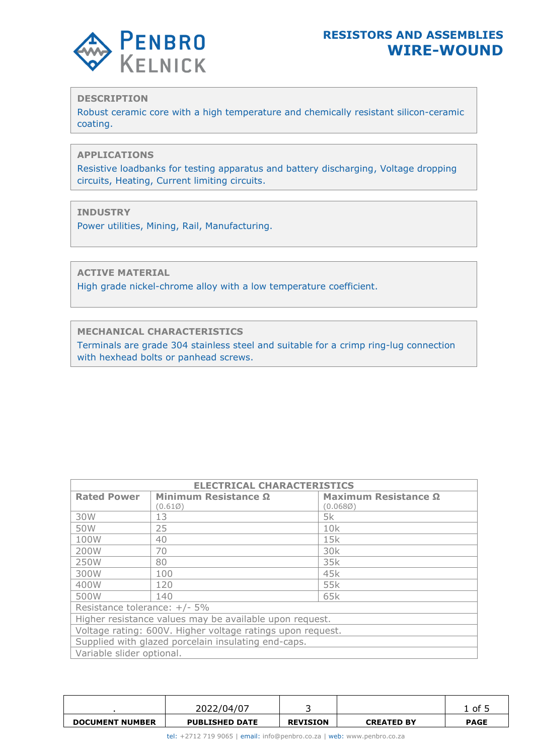# RESISTORS AND ASSEMBLIES
## WIRE-WOUND

### DESCRIPTION

Robust ceramic core with a high temperature and chemically resistant silicon-ceramic coating.

### APPLICATIONS

Resistive loadbanks for testing apparatus and battery discharging, Voltage dropping circuits, Heating, Current limiting circuits.

### INDUSTRY

Power utilities, Mining, Rail, Manufacturing.

### ACTIVE MATERIAL

High grade nickel-chrome alloy with a low temperature coefficient.

### MECHANICAL CHARACTERISTICS

Terminals are grade 304 stainless steel and suitable for a crimp ring-lug connection with hexhead bolts or panhead screws.

| ELECTRICAL CHARACTERISTICS | | |
|---|---|---|
| **Rated Power** | **Minimum Resistance Ω** (0.61Ø) | **Maximum Resistance Ω** (0.068Ø) |
| 30W | 13 | 5k |
| 50W | 25 | 10k |
| 100W | 40 | 15k |
| 200W | 70 | 30k |
| 250W | 80 | 35k |
| 300W | 100 | 45k |
| 400W | 120 | 55k |
| 500W | 140 | 65k |
| Resistance tolerance: +/- 5% | | |
| Higher resistance values may be available upon request. | | |
| Voltage rating: 600V. Higher voltage ratings upon request. | | |
| Supplied with glazed porcelain insulating end-caps. | | |
| Variable slider optional. | | |

| . | 2022/04/07 | 3 | | 1 of 5 |
|---|---|---|---|---|
| **DOCUMENT NUMBER** | **PUBLISHED DATE** | **REVISION** | **CREATED BY** | **PAGE** |

tel: +2712 719 9065 | email: info@penbro.co.za | web: www.penbro.co.za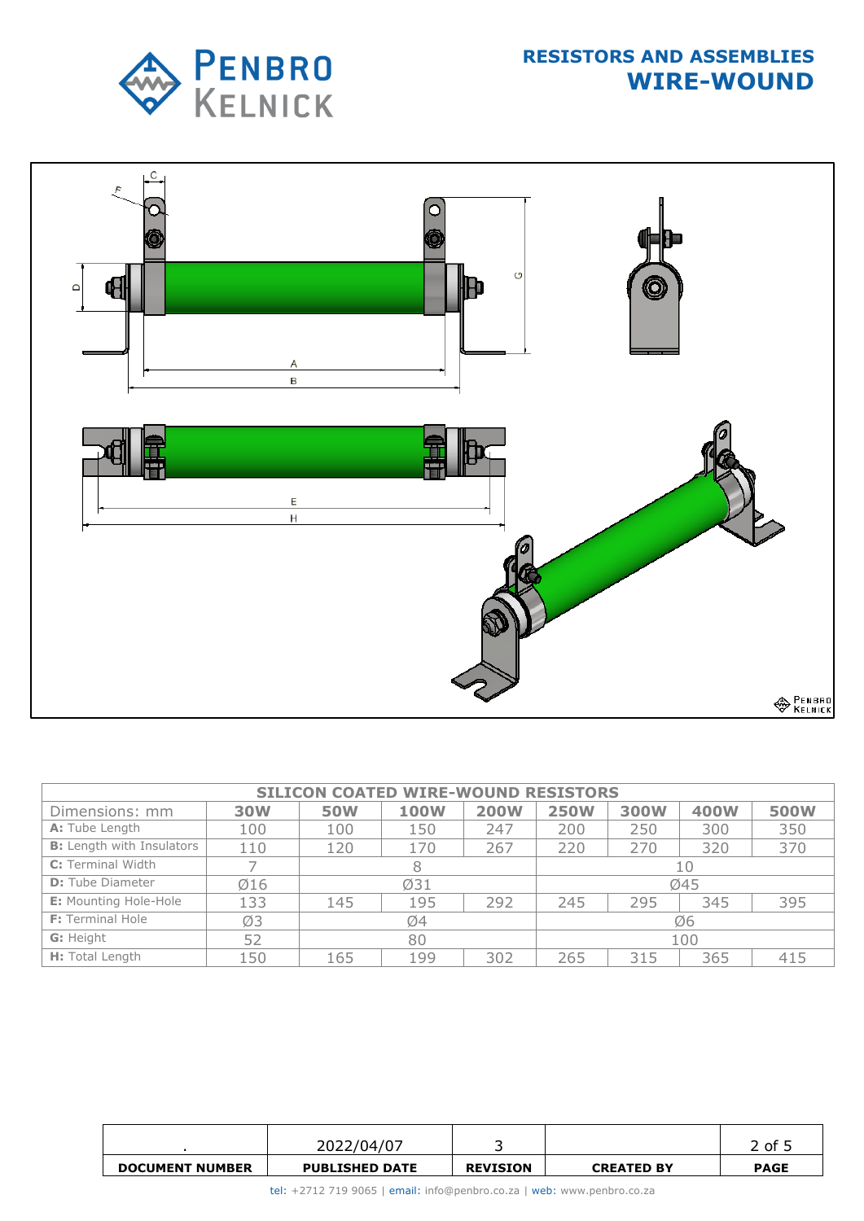# RESISTORS AND ASSEMBLIES
## WIRE-WOUND

| SILICON COATED WIRE-WOUND RESISTORS | | | | | | | | |
|---|---|---|---|---|---|---|---|---|
| Dimensions: mm | **30W** | **50W** | **100W** | **200W** | **250W** | **300W** | **400W** | **500W** |
| **A:** Tube Length | 100 | 100 | 150 | 247 | 200 | 250 | 300 | 350 |
| **B:** Length with Insulators | 110 | 120 | 170 | 267 | 220 | 270 | 320 | 370 |
| **C:** Terminal Width | 7 | 8 | | | 10 | | | |
| **D:** Tube Diameter | Ø16 | Ø31 | | | Ø45 | | | |
| **E:** Mounting Hole-Hole | 133 | 145 | 195 | 292 | 245 | 295 | 345 | 395 |
| **F:** Terminal Hole | Ø3 | Ø4 | | | Ø6 | | | |
| **G:** Height | 52 | 80 | | | 100 | | | |
| **H:** Total Length | 150 | 165 | 199 | 302 | 265 | 315 | 365 | 415 |

| . | 2022/04/07 | 3 | | |
|---|---|---|---|---|
| **DOCUMENT NUMBER** | **PUBLISHED DATE** | **REVISION** | **CREATED BY** | **PAGE** |

tel: +2712 719 9065 | email: info@penbro.co.za | web: www.penbro.co.za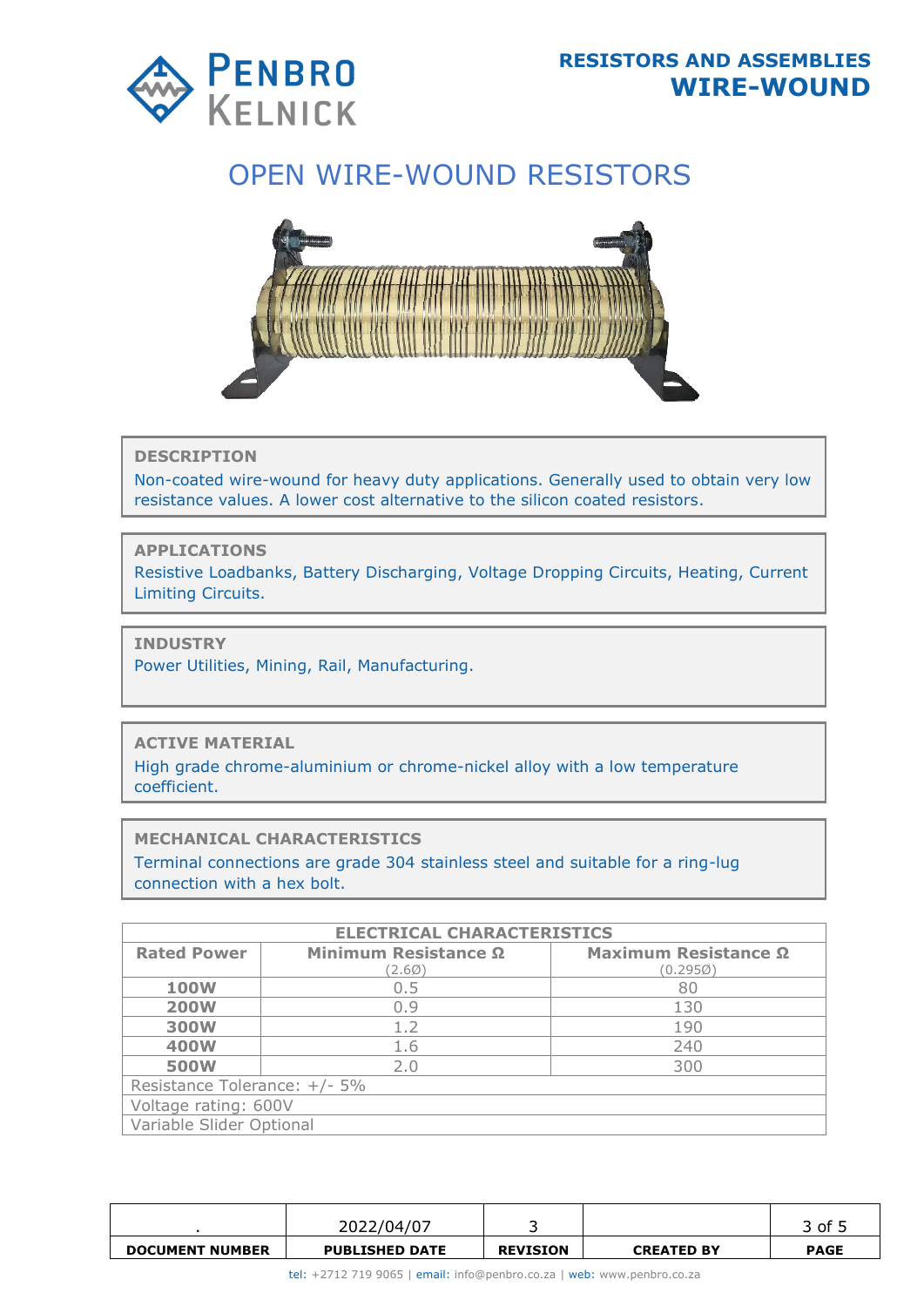# OPEN WIRE-WOUND RESISTORS

**DESCRIPTION**

Non-coated wire-wound for heavy duty applications. Generally used to obtain very low resistance values. A lower cost alternative to the silicon coated resistors.

**APPLICATIONS**

Resistive Loadbanks, Battery Discharging, Voltage Dropping Circuits, Heating, Current Limiting Circuits.

**INDUSTRY**

Power Utilities, Mining, Rail, Manufacturing.

**ACTIVE MATERIAL**

High grade chrome-aluminium or chrome-nickel alloy with a low temperature coefficient.

**MECHANICAL CHARACTERISTICS**

Terminal connections are grade 304 stainless steel and suitable for a ring-lug connection with a hex bolt.

| ELECTRICAL CHARACTERISTICS | | |
|---|---|---|
| **Rated Power** | **Minimum Resistance Ω** (2.6Ø) | **Maximum Resistance Ω** (0.295Ø) |
| **100W** | 0.5 | 80 |
| **200W** | 0.9 | 130 |
| **300W** | 1.2 | 190 |
| **400W** | 1.6 | 240 |
| **500W** | 2.0 | 300 |
| Resistance Tolerance: +/- 5% | | |
| Voltage rating: 600V | | |
| Variable Slider Optional | | |

| . | 2022/04/07 | 3 | | |
|---|---|---|---|---|
| **DOCUMENT NUMBER** | **PUBLISHED DATE** | **REVISION** | **CREATED BY** | **PAGE** |

tel: +2712 719 9065 | email: info@penbro.co.za | web: www.penbro.co.za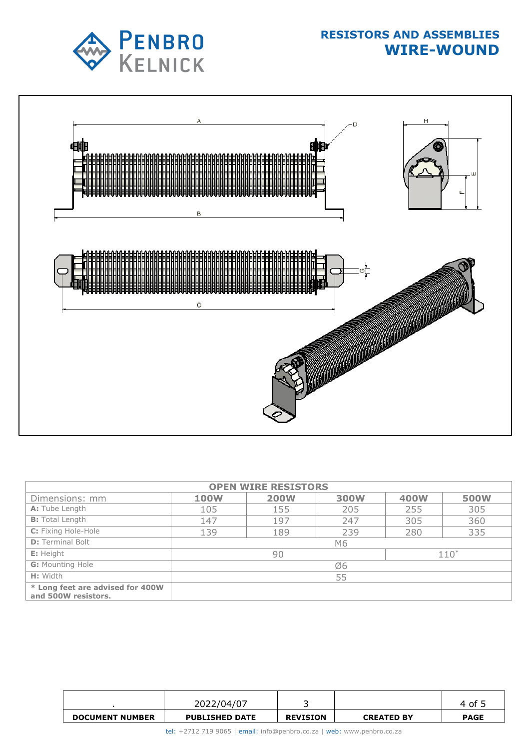# RESISTORS AND ASSEMBLIES

## WIRE-WOUND

| OPEN WIRE RESISTORS | | | | | |
|---|---|---|---|---|---|
| Dimensions: mm | **100W** | **200W** | **300W** | **400W** | **500W** |
| **A:** Tube Length | 105 | 155 | 205 | 255 | 305 |
| **B:** Total Length | 147 | 197 | 247 | 305 | 360 |
| **C:** Fixing Hole-Hole | 139 | 189 | 239 | 280 | 335 |
| **D:** Terminal Bolt | M6 | | | | |
| **E:** Height | 90 | | | 110* | |
| **G:** Mounting Hole | Ø6 | | | | |
| **H:** Width | 55 | | | | |
| **\* Long feet are advised for 400W and 500W resistors.** | | | | | |

| . | 2022/04/07 | 3 | | 4 of 5 |
|---|---|---|---|---|
| **DOCUMENT NUMBER** | **PUBLISHED DATE** | **REVISION** | **CREATED BY** | **PAGE** |

tel: +2712 719 9065 | email: info@penbro.co.za | web: www.penbro.co.za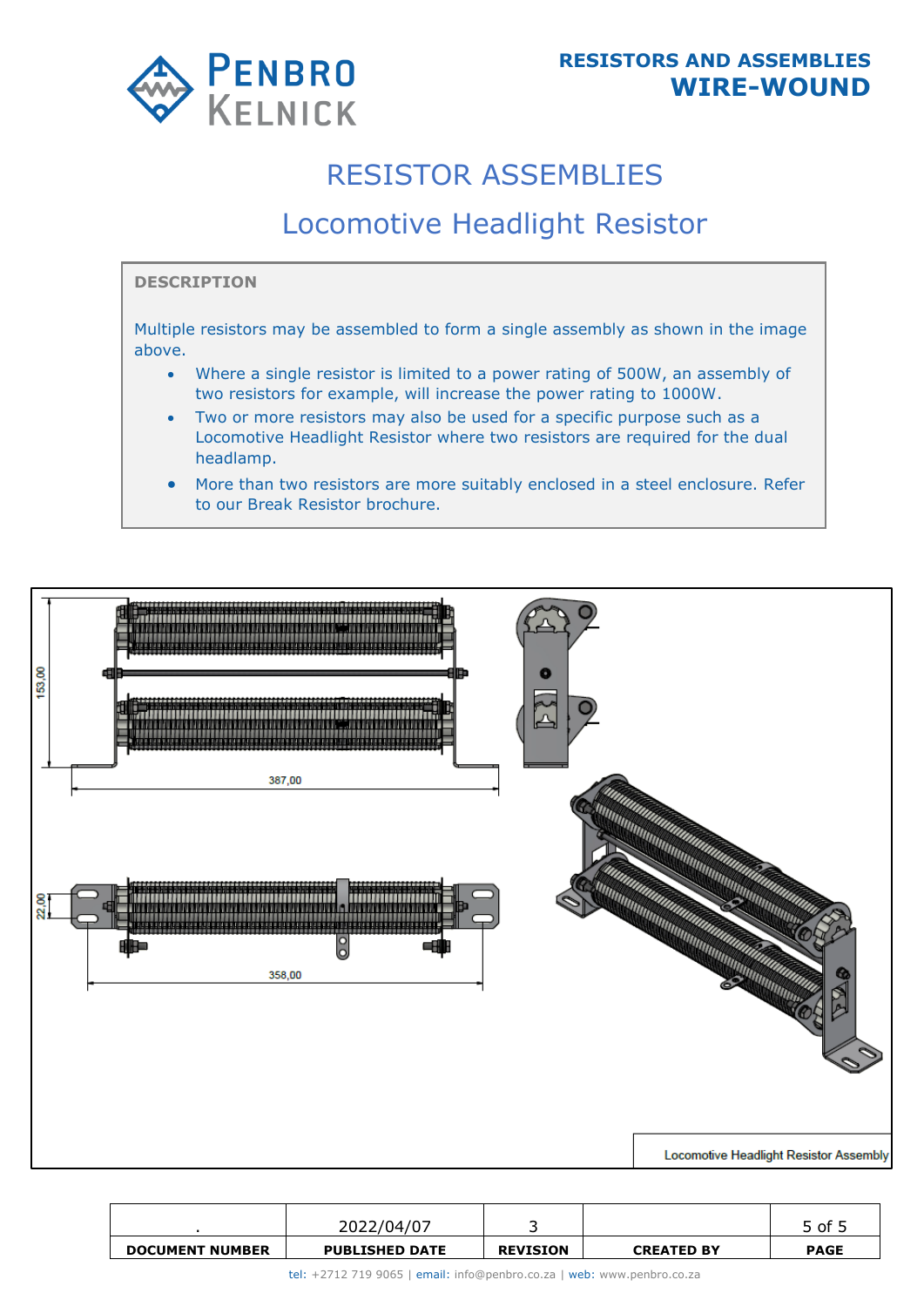# RESISTOR ASSEMBLIES

## Locomotive Headlight Resistor

**DESCRIPTION**

Multiple resistors may be assembled to form a single assembly as shown in the image above.

- Where a single resistor is limited to a power rating of 500W, an assembly of two resistors for example, will increase the power rating to 1000W.
- Two or more resistors may also be used for a specific purpose such as a Locomotive Headlight Resistor where two resistors are required for the dual headlamp.
- More than two resistors are more suitably enclosed in a steel enclosure. Refer to our Break Resistor brochure.

153,00

387,00

22,00

358,00

Locomotive Headlight Resistor Assembly

| . | 2022/04/07 | 3 | | 5 of 5 |
|---|---|---|---|---|
| **DOCUMENT NUMBER** | **PUBLISHED DATE** | **REVISION** | **CREATED BY** | **PAGE** |